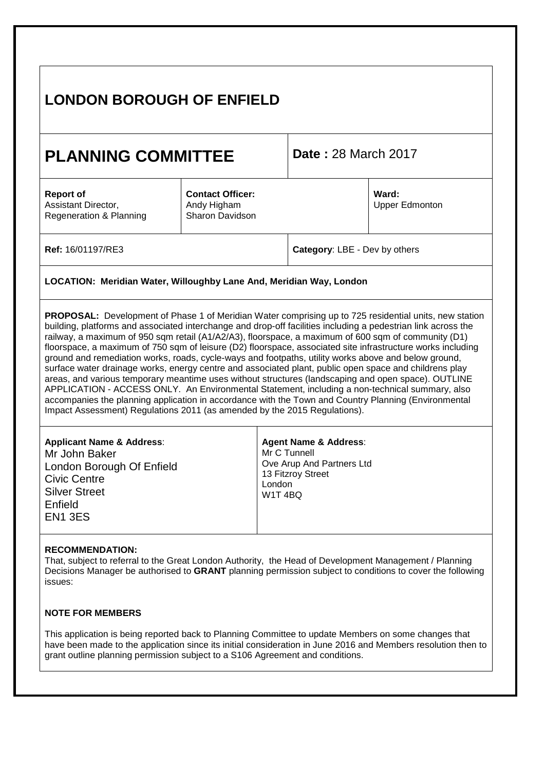# LONDON BOROUGH OF ENFIELD

| **PLANNING COMMITTEE** | | **Date :** 28 March 2017 | |
|---|---|---|---|
| **Report of**<br>Assistant Director,<br>Regeneration & Planning | **Contact Officer:**<br>Andy Higham<br>Sharon Davidson | | **Ward:**<br>Upper Edmonton |
| **Ref:** 16/01197/RE3 | | **Category**: LBE - Dev by others | |

**LOCATION: Meridian Water, Willoughby Lane And, Meridian Way, London**

**PROPOSAL:** Development of Phase 1 of Meridian Water comprising up to 725 residential units, new station building, platforms and associated interchange and drop-off facilities including a pedestrian link across the railway, a maximum of 950 sqm retail (A1/A2/A3), floorspace, a maximum of 600 sqm of community (D1) floorspace, a maximum of 750 sqm of leisure (D2) floorspace, associated site infrastructure works including ground and remediation works, roads, cycle-ways and footpaths, utility works above and below ground, surface water drainage works, energy centre and associated plant, public open space and childrens play areas, and various temporary meantime uses without structures (landscaping and open space). OUTLINE APPLICATION - ACCESS ONLY. An Environmental Statement, including a non-technical summary, also accompanies the planning application in accordance with the Town and Country Planning (Environmental Impact Assessment) Regulations 2011 (as amended by the 2015 Regulations).

| **Applicant Name & Address**: | **Agent Name & Address**: |
|---|---|
| Mr John Baker<br>London Borough Of Enfield<br>Civic Centre<br>Silver Street<br>Enfield<br>EN1 3ES | Mr C Tunnell<br>Ove Arup And Partners Ltd<br>13 Fitzroy Street<br>London<br>W1T 4BQ |

**RECOMMENDATION:**

That, subject to referral to the Great London Authority, the Head of Development Management / Planning Decisions Manager be authorised to **GRANT** planning permission subject to conditions to cover the following issues:

**NOTE FOR MEMBERS**

This application is being reported back to Planning Committee to update Members on some changes that have been made to the application since its initial consideration in June 2016 and Members resolution then to grant outline planning permission subject to a S106 Agreement and conditions.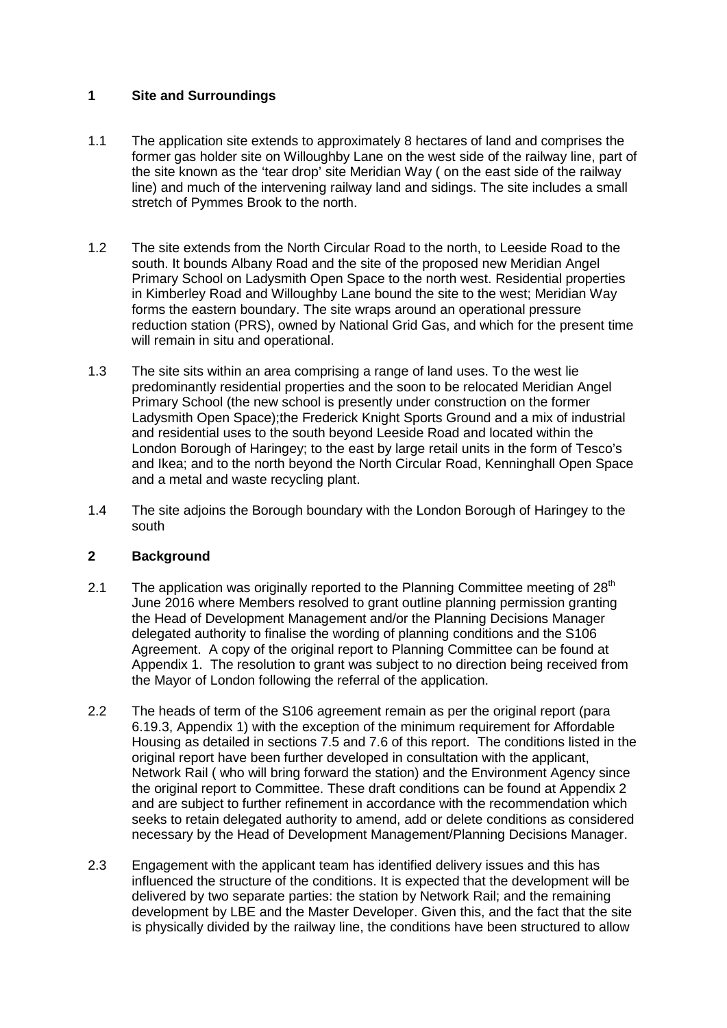## 1 Site and Surroundings

1.1 The application site extends to approximately 8 hectares of land and comprises the former gas holder site on Willoughby Lane on the west side of the railway line, part of the site known as the 'tear drop' site Meridian Way ( on the east side of the railway line) and much of the intervening railway land and sidings. The site includes a small stretch of Pymmes Brook to the north.

1.2 The site extends from the North Circular Road to the north, to Leeside Road to the south. It bounds Albany Road and the site of the proposed new Meridian Angel Primary School on Ladysmith Open Space to the north west. Residential properties in Kimberley Road and Willoughby Lane bound the site to the west; Meridian Way forms the eastern boundary. The site wraps around an operational pressure reduction station (PRS), owned by National Grid Gas, and which for the present time will remain in situ and operational.

1.3 The site sits within an area comprising a range of land uses. To the west lie predominantly residential properties and the soon to be relocated Meridian Angel Primary School (the new school is presently under construction on the former Ladysmith Open Space);the Frederick Knight Sports Ground and a mix of industrial and residential uses to the south beyond Leeside Road and located within the London Borough of Haringey; to the east by large retail units in the form of Tesco's and Ikea; and to the north beyond the North Circular Road, Kenninghall Open Space and a metal and waste recycling plant.

1.4 The site adjoins the Borough boundary with the London Borough of Haringey to the south

## 2 Background

2.1 The application was originally reported to the Planning Committee meeting of 28th June 2016 where Members resolved to grant outline planning permission granting the Head of Development Management and/or the Planning Decisions Manager delegated authority to finalise the wording of planning conditions and the S106 Agreement. A copy of the original report to Planning Committee can be found at Appendix 1. The resolution to grant was subject to no direction being received from the Mayor of London following the referral of the application.

2.2 The heads of term of the S106 agreement remain as per the original report (para 6.19.3, Appendix 1) with the exception of the minimum requirement for Affordable Housing as detailed in sections 7.5 and 7.6 of this report. The conditions listed in the original report have been further developed in consultation with the applicant, Network Rail ( who will bring forward the station) and the Environment Agency since the original report to Committee. These draft conditions can be found at Appendix 2 and are subject to further refinement in accordance with the recommendation which seeks to retain delegated authority to amend, add or delete conditions as considered necessary by the Head of Development Management/Planning Decisions Manager.

2.3 Engagement with the applicant team has identified delivery issues and this has influenced the structure of the conditions. It is expected that the development will be delivered by two separate parties: the station by Network Rail; and the remaining development by LBE and the Master Developer. Given this, and the fact that the site is physically divided by the railway line, the conditions have been structured to allow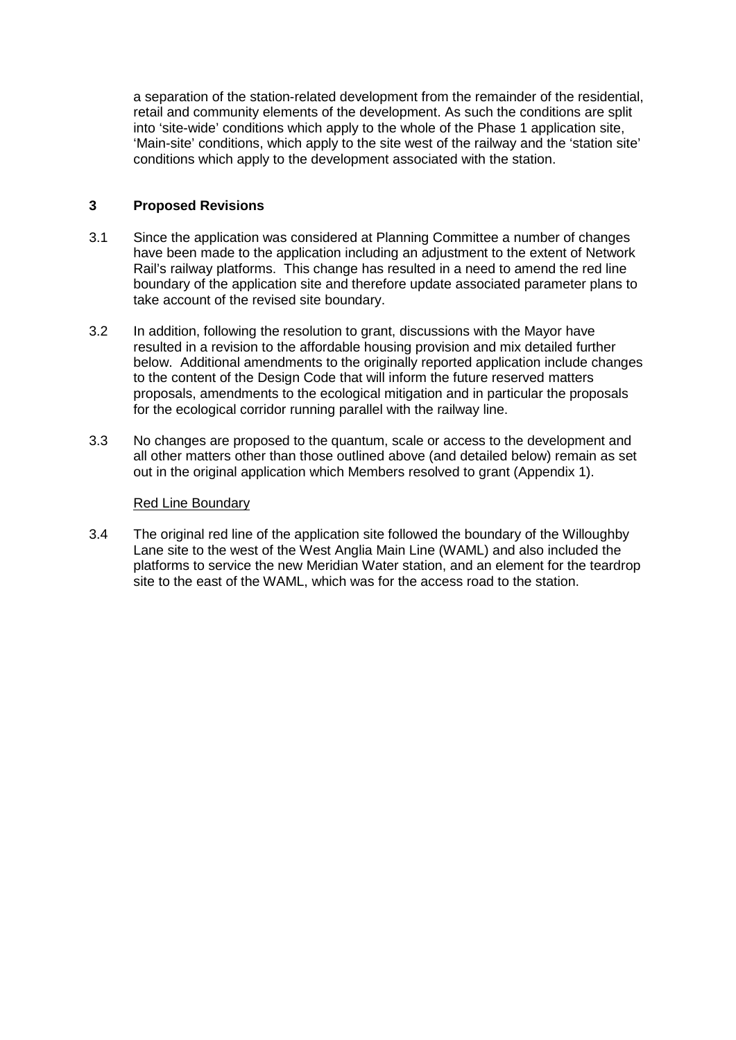a separation of the station-related development from the remainder of the residential, retail and community elements of the development. As such the conditions are split into 'site-wide' conditions which apply to the whole of the Phase 1 application site, 'Main-site' conditions, which apply to the site west of the railway and the 'station site' conditions which apply to the development associated with the station.

## 3 Proposed Revisions

3.1 Since the application was considered at Planning Committee a number of changes have been made to the application including an adjustment to the extent of Network Rail's railway platforms. This change has resulted in a need to amend the red line boundary of the application site and therefore update associated parameter plans to take account of the revised site boundary.

3.2 In addition, following the resolution to grant, discussions with the Mayor have resulted in a revision to the affordable housing provision and mix detailed further below. Additional amendments to the originally reported application include changes to the content of the Design Code that will inform the future reserved matters proposals, amendments to the ecological mitigation and in particular the proposals for the ecological corridor running parallel with the railway line.

3.3 No changes are proposed to the quantum, scale or access to the development and all other matters other than those outlined above (and detailed below) remain as set out in the original application which Members resolved to grant (Appendix 1).

<u>Red Line Boundary</u>

3.4 The original red line of the application site followed the boundary of the Willoughby Lane site to the west of the West Anglia Main Line (WAML) and also included the platforms to service the new Meridian Water station, and an element for the teardrop site to the east of the WAML, which was for the access road to the station.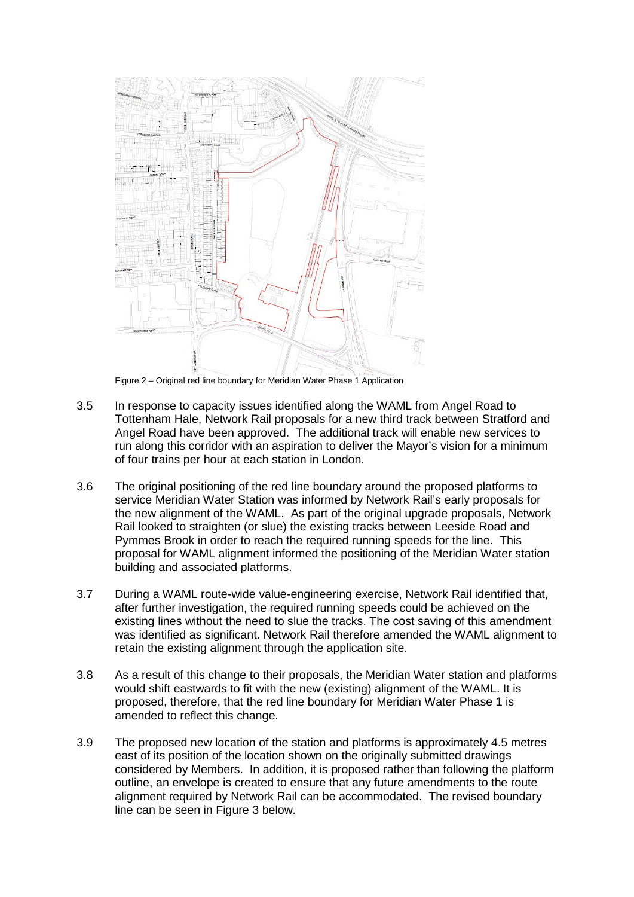Figure 2 – Original red line boundary for Meridian Water Phase 1 Application

3.5 In response to capacity issues identified along the WAML from Angel Road to Tottenham Hale, Network Rail proposals for a new third track between Stratford and Angel Road have been approved. The additional track will enable new services to run along this corridor with an aspiration to deliver the Mayor's vision for a minimum of four trains per hour at each station in London.

3.6 The original positioning of the red line boundary around the proposed platforms to service Meridian Water Station was informed by Network Rail's early proposals for the new alignment of the WAML. As part of the original upgrade proposals, Network Rail looked to straighten (or slue) the existing tracks between Leeside Road and Pymmes Brook in order to reach the required running speeds for the line. This proposal for WAML alignment informed the positioning of the Meridian Water station building and associated platforms.

3.7 During a WAML route-wide value-engineering exercise, Network Rail identified that, after further investigation, the required running speeds could be achieved on the existing lines without the need to slue the tracks. The cost saving of this amendment was identified as significant. Network Rail therefore amended the WAML alignment to retain the existing alignment through the application site.

3.8 As a result of this change to their proposals, the Meridian Water station and platforms would shift eastwards to fit with the new (existing) alignment of the WAML. It is proposed, therefore, that the red line boundary for Meridian Water Phase 1 is amended to reflect this change.

3.9 The proposed new location of the station and platforms is approximately 4.5 metres east of its position of the location shown on the originally submitted drawings considered by Members. In addition, it is proposed rather than following the platform outline, an envelope is created to ensure that any future amendments to the route alignment required by Network Rail can be accommodated. The revised boundary line can be seen in Figure 3 below.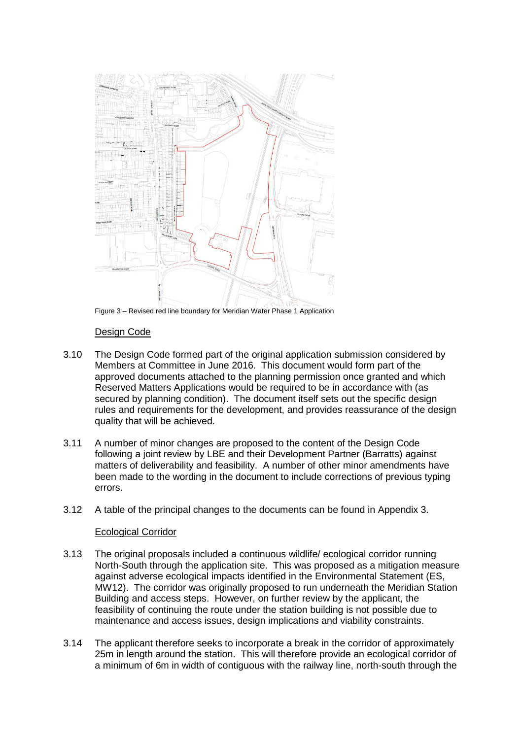Figure 3 – Revised red line boundary for Meridian Water Phase 1 Application

Design Code

3.10 The Design Code formed part of the original application submission considered by Members at Committee in June 2016. This document would form part of the approved documents attached to the planning permission once granted and which Reserved Matters Applications would be required to be in accordance with (as secured by planning condition). The document itself sets out the specific design rules and requirements for the development, and provides reassurance of the design quality that will be achieved.

3.11 A number of minor changes are proposed to the content of the Design Code following a joint review by LBE and their Development Partner (Barratts) against matters of deliverability and feasibility. A number of other minor amendments have been made to the wording in the document to include corrections of previous typing errors.

3.12 A table of the principal changes to the documents can be found in Appendix 3.

Ecological Corridor

3.13 The original proposals included a continuous wildlife/ ecological corridor running North-South through the application site. This was proposed as a mitigation measure against adverse ecological impacts identified in the Environmental Statement (ES, MW12). The corridor was originally proposed to run underneath the Meridian Station Building and access steps. However, on further review by the applicant, the feasibility of continuing the route under the station building is not possible due to maintenance and access issues, design implications and viability constraints.

3.14 The applicant therefore seeks to incorporate a break in the corridor of approximately 25m in length around the station. This will therefore provide an ecological corridor of a minimum of 6m in width of contiguous with the railway line, north-south through the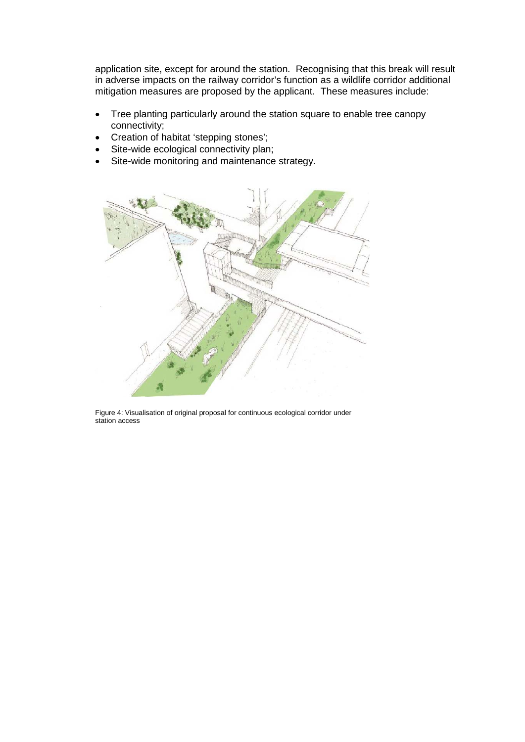application site, except for around the station. Recognising that this break will result in adverse impacts on the railway corridor's function as a wildlife corridor additional mitigation measures are proposed by the applicant. These measures include:

- Tree planting particularly around the station square to enable tree canopy connectivity;
- Creation of habitat 'stepping stones';
- Site-wide ecological connectivity plan;
- Site-wide monitoring and maintenance strategy.

Figure 4: Visualisation of original proposal for continuous ecological corridor under station access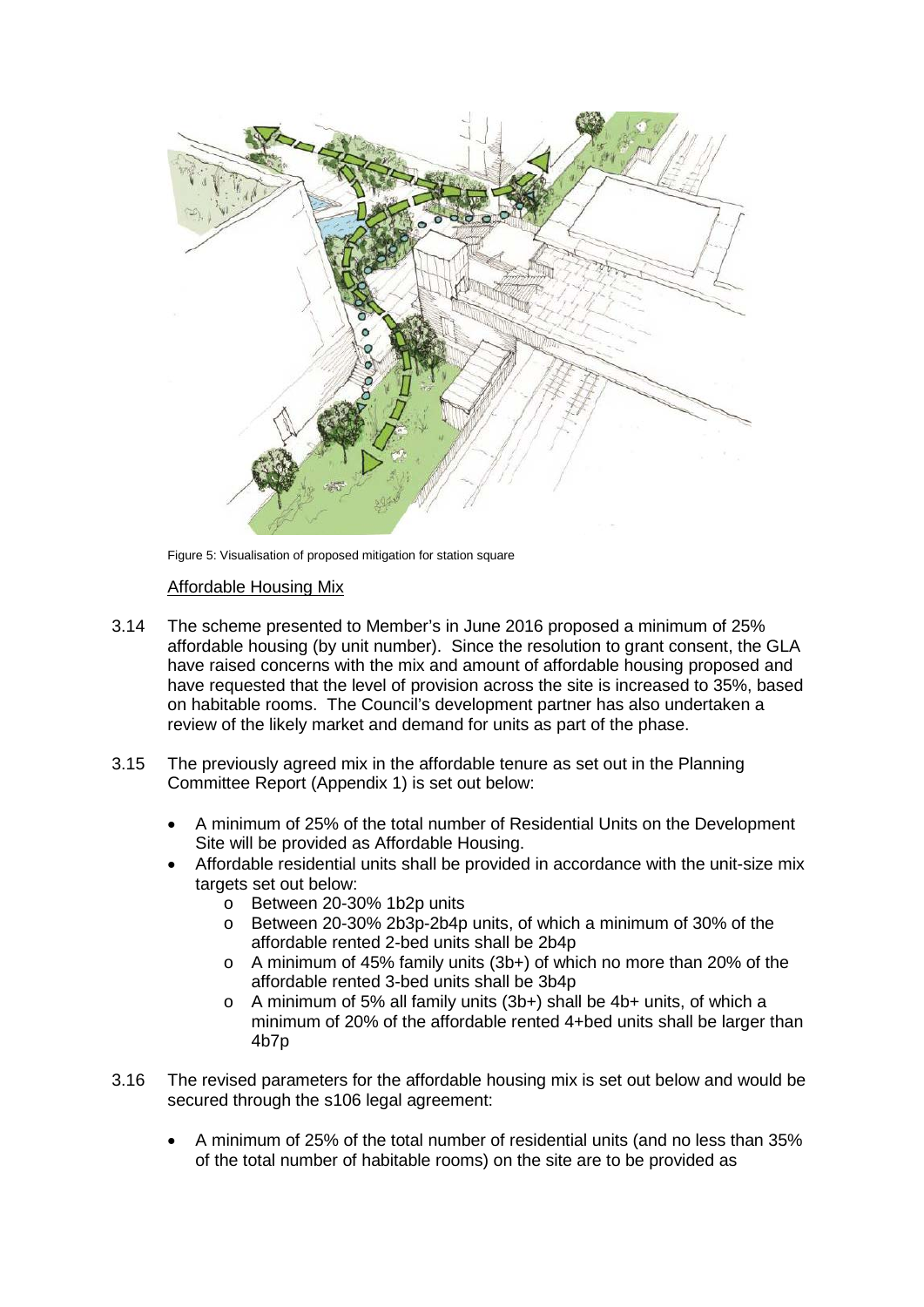Figure 5: Visualisation of proposed mitigation for station square

Affordable Housing Mix

3.14 The scheme presented to Member's in June 2016 proposed a minimum of 25% affordable housing (by unit number). Since the resolution to grant consent, the GLA have raised concerns with the mix and amount of affordable housing proposed and have requested that the level of provision across the site is increased to 35%, based on habitable rooms. The Council's development partner has also undertaken a review of the likely market and demand for units as part of the phase.

3.15 The previously agreed mix in the affordable tenure as set out in the Planning Committee Report (Appendix 1) is set out below:

- A minimum of 25% of the total number of Residential Units on the Development Site will be provided as Affordable Housing.
- Affordable residential units shall be provided in accordance with the unit-size mix targets set out below:
  - o Between 20-30% 1b2p units
  - o Between 20-30% 2b3p-2b4p units, of which a minimum of 30% of the affordable rented 2-bed units shall be 2b4p
  - o A minimum of 45% family units (3b+) of which no more than 20% of the affordable rented 3-bed units shall be 3b4p
  - o A minimum of 5% all family units (3b+) shall be 4b+ units, of which a minimum of 20% of the affordable rented 4+bed units shall be larger than 4b7p

3.16 The revised parameters for the affordable housing mix is set out below and would be secured through the s106 legal agreement:

- A minimum of 25% of the total number of residential units (and no less than 35% of the total number of habitable rooms) on the site are to be provided as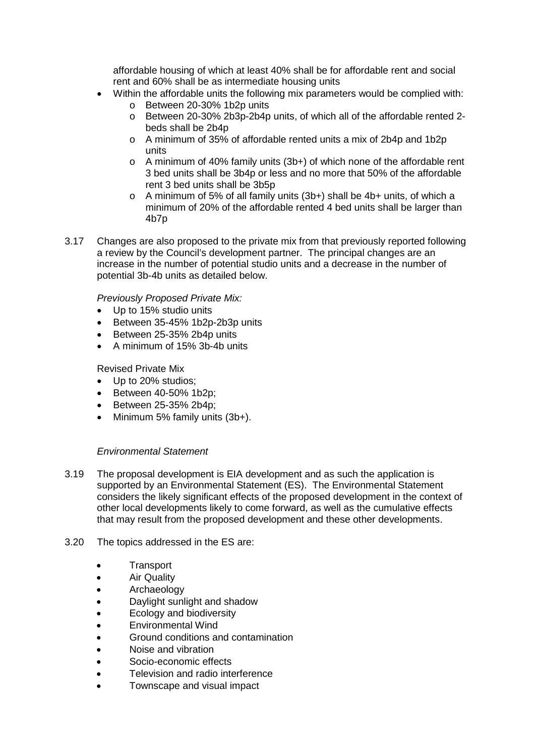affordable housing of which at least 40% shall be for affordable rent and social rent and 60% shall be as intermediate housing units

- Within the affordable units the following mix parameters would be complied with:
  - Between 20-30% 1b2p units
  - Between 20-30% 2b3p-2b4p units, of which all of the affordable rented 2-beds shall be 2b4p
  - A minimum of 35% of affordable rented units a mix of 2b4p and 1b2p units
  - A minimum of 40% family units (3b+) of which none of the affordable rent 3 bed units shall be 3b4p or less and no more that 50% of the affordable rent 3 bed units shall be 3b5p
  - A minimum of 5% of all family units (3b+) shall be 4b+ units, of which a minimum of 20% of the affordable rented 4 bed units shall be larger than 4b7p

3.17 Changes are also proposed to the private mix from that previously reported following a review by the Council's development partner. The principal changes are an increase in the number of potential studio units and a decrease in the number of potential 3b-4b units as detailed below.

*Previously Proposed Private Mix:*

- Up to 15% studio units
- Between 35-45% 1b2p-2b3p units
- Between 25-35% 2b4p units
- A minimum of 15% 3b-4b units

Revised Private Mix

- Up to 20% studios;
- Between 40-50% 1b2p;
- Between 25-35% 2b4p;
- Minimum 5% family units (3b+).

*Environmental Statement*

3.19 The proposal development is EIA development and as such the application is supported by an Environmental Statement (ES). The Environmental Statement considers the likely significant effects of the proposed development in the context of other local developments likely to come forward, as well as the cumulative effects that may result from the proposed development and these other developments.

3.20 The topics addressed in the ES are:

- Transport
- Air Quality
- Archaeology
- Daylight sunlight and shadow
- Ecology and biodiversity
- Environmental Wind
- Ground conditions and contamination
- Noise and vibration
- Socio-economic effects
- Television and radio interference
- Townscape and visual impact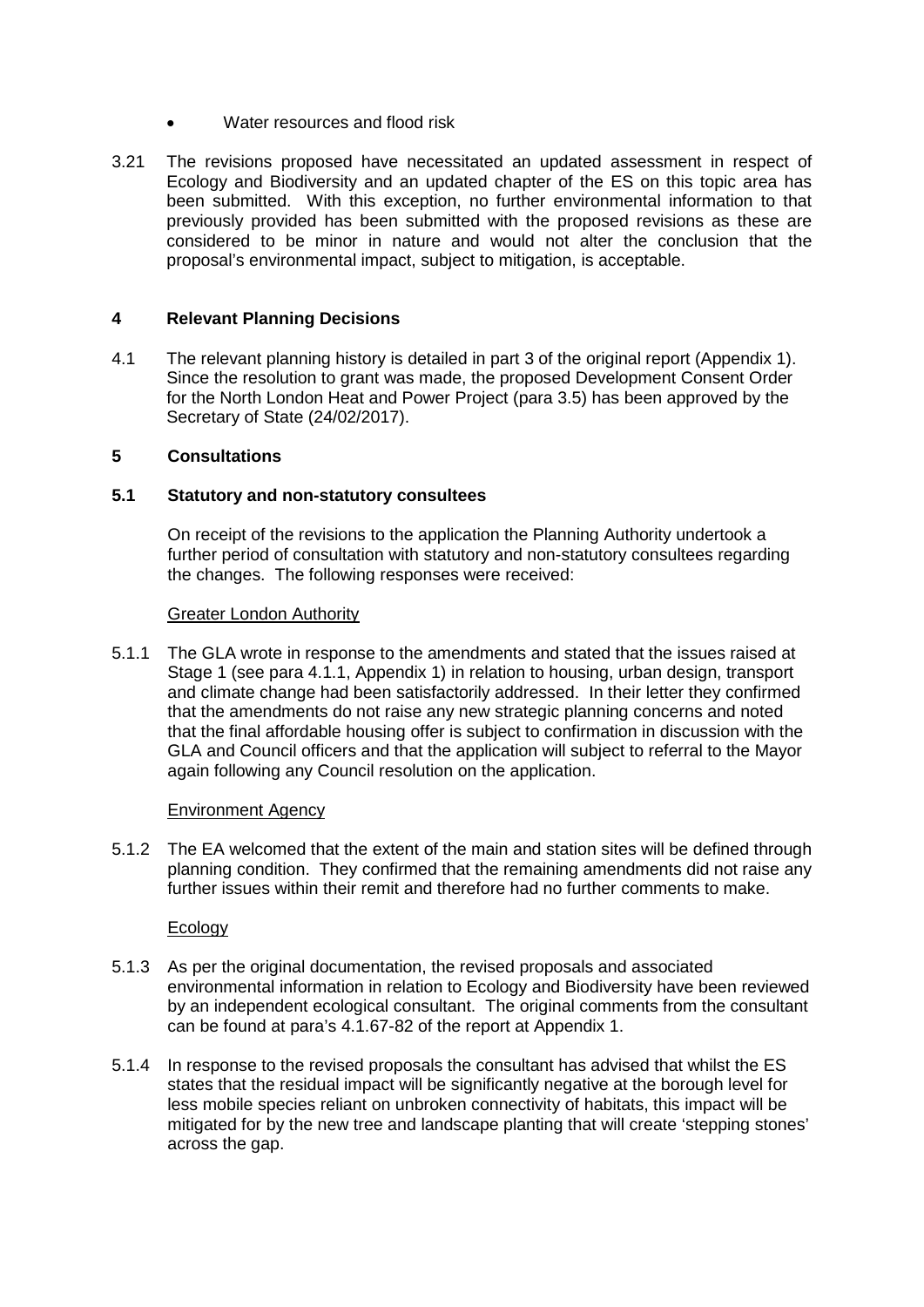- Water resources and flood risk

3.21 The revisions proposed have necessitated an updated assessment in respect of Ecology and Biodiversity and an updated chapter of the ES on this topic area has been submitted. With this exception, no further environmental information to that previously provided has been submitted with the proposed revisions as these are considered to be minor in nature and would not alter the conclusion that the proposal's environmental impact, subject to mitigation, is acceptable.

## 4 Relevant Planning Decisions

4.1 The relevant planning history is detailed in part 3 of the original report (Appendix 1). Since the resolution to grant was made, the proposed Development Consent Order for the North London Heat and Power Project (para 3.5) has been approved by the Secretary of State (24/02/2017).

## 5 Consultations

### 5.1 Statutory and non-statutory consultees

On receipt of the revisions to the application the Planning Authority undertook a further period of consultation with statutory and non-statutory consultees regarding the changes. The following responses were received:

Greater London Authority

5.1.1 The GLA wrote in response to the amendments and stated that the issues raised at Stage 1 (see para 4.1.1, Appendix 1) in relation to housing, urban design, transport and climate change had been satisfactorily addressed. In their letter they confirmed that the amendments do not raise any new strategic planning concerns and noted that the final affordable housing offer is subject to confirmation in discussion with the GLA and Council officers and that the application will subject to referral to the Mayor again following any Council resolution on the application.

Environment Agency

5.1.2 The EA welcomed that the extent of the main and station sites will be defined through planning condition. They confirmed that the remaining amendments did not raise any further issues within their remit and therefore had no further comments to make.

Ecology

5.1.3 As per the original documentation, the revised proposals and associated environmental information in relation to Ecology and Biodiversity have been reviewed by an independent ecological consultant. The original comments from the consultant can be found at para's 4.1.67-82 of the report at Appendix 1.

5.1.4 In response to the revised proposals the consultant has advised that whilst the ES states that the residual impact will be significantly negative at the borough level for less mobile species reliant on unbroken connectivity of habitats, this impact will be mitigated for by the new tree and landscape planting that will create 'stepping stones' across the gap.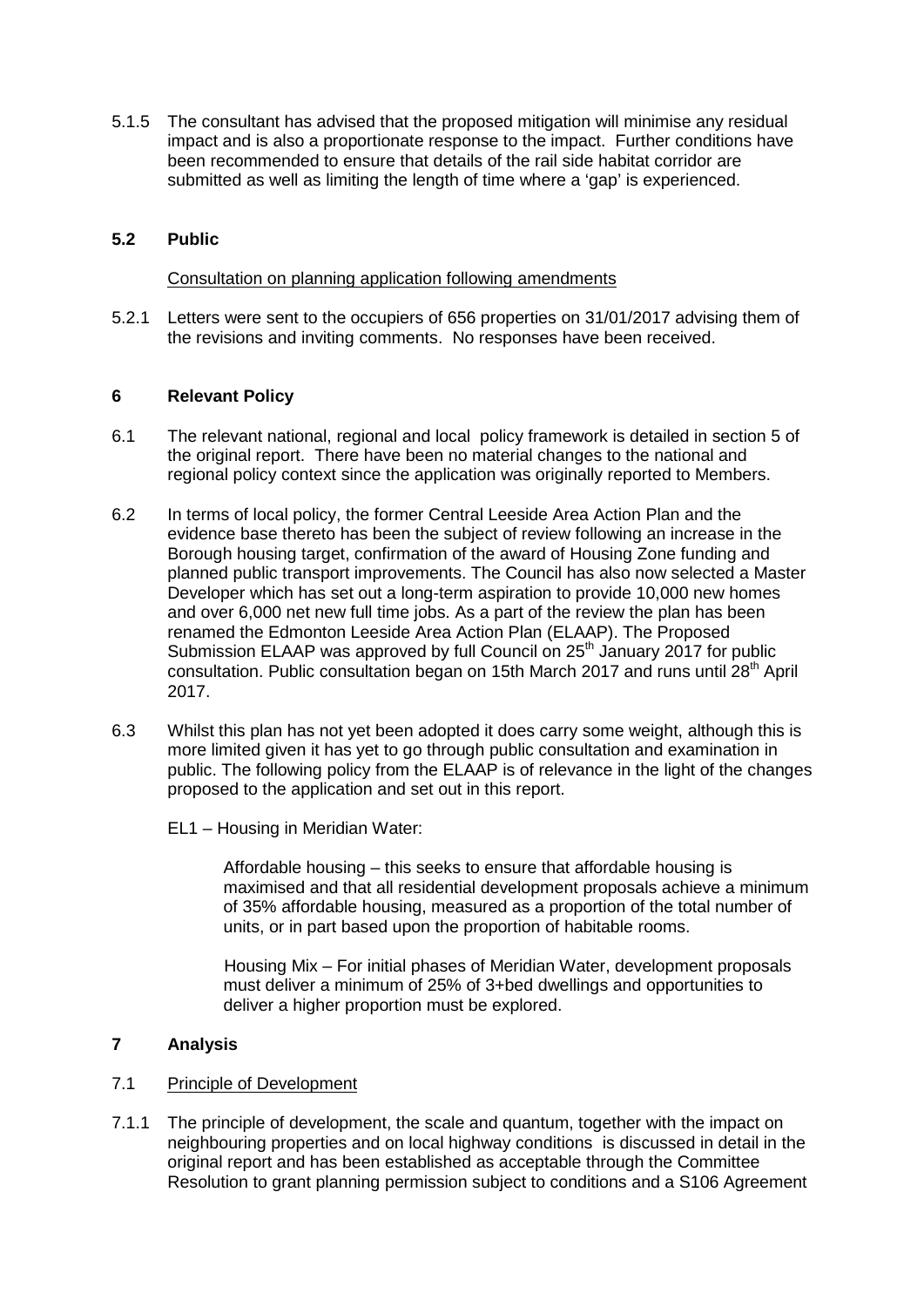5.1.5 The consultant has advised that the proposed mitigation will minimise any residual impact and is also a proportionate response to the impact. Further conditions have been recommended to ensure that details of the rail side habitat corridor are submitted as well as limiting the length of time where a 'gap' is experienced.

### 5.2 Public

Consultation on planning application following amendments

5.2.1 Letters were sent to the occupiers of 656 properties on 31/01/2017 advising them of the revisions and inviting comments. No responses have been received.

## 6 Relevant Policy

6.1 The relevant national, regional and local policy framework is detailed in section 5 of the original report. There have been no material changes to the national and regional policy context since the application was originally reported to Members.

6.2 In terms of local policy, the former Central Leeside Area Action Plan and the evidence base thereto has been the subject of review following an increase in the Borough housing target, confirmation of the award of Housing Zone funding and planned public transport improvements. The Council has also now selected a Master Developer which has set out a long-term aspiration to provide 10,000 new homes and over 6,000 net new full time jobs. As a part of the review the plan has been renamed the Edmonton Leeside Area Action Plan (ELAAP). The Proposed Submission ELAAP was approved by full Council on 25th January 2017 for public consultation. Public consultation began on 15th March 2017 and runs until 28th April 2017.

6.3 Whilst this plan has not yet been adopted it does carry some weight, although this is more limited given it has yet to go through public consultation and examination in public. The following policy from the ELAAP is of relevance in the light of the changes proposed to the application and set out in this report.

EL1 – Housing in Meridian Water:

Affordable housing – this seeks to ensure that affordable housing is maximised and that all residential development proposals achieve a minimum of 35% affordable housing, measured as a proportion of the total number of units, or in part based upon the proportion of habitable rooms.

Housing Mix – For initial phases of Meridian Water, development proposals must deliver a minimum of 25% of 3+bed dwellings and opportunities to deliver a higher proportion must be explored.

## 7 Analysis

### 7.1 Principle of Development

7.1.1 The principle of development, the scale and quantum, together with the impact on neighbouring properties and on local highway conditions is discussed in detail in the original report and has been established as acceptable through the Committee Resolution to grant planning permission subject to conditions and a S106 Agreement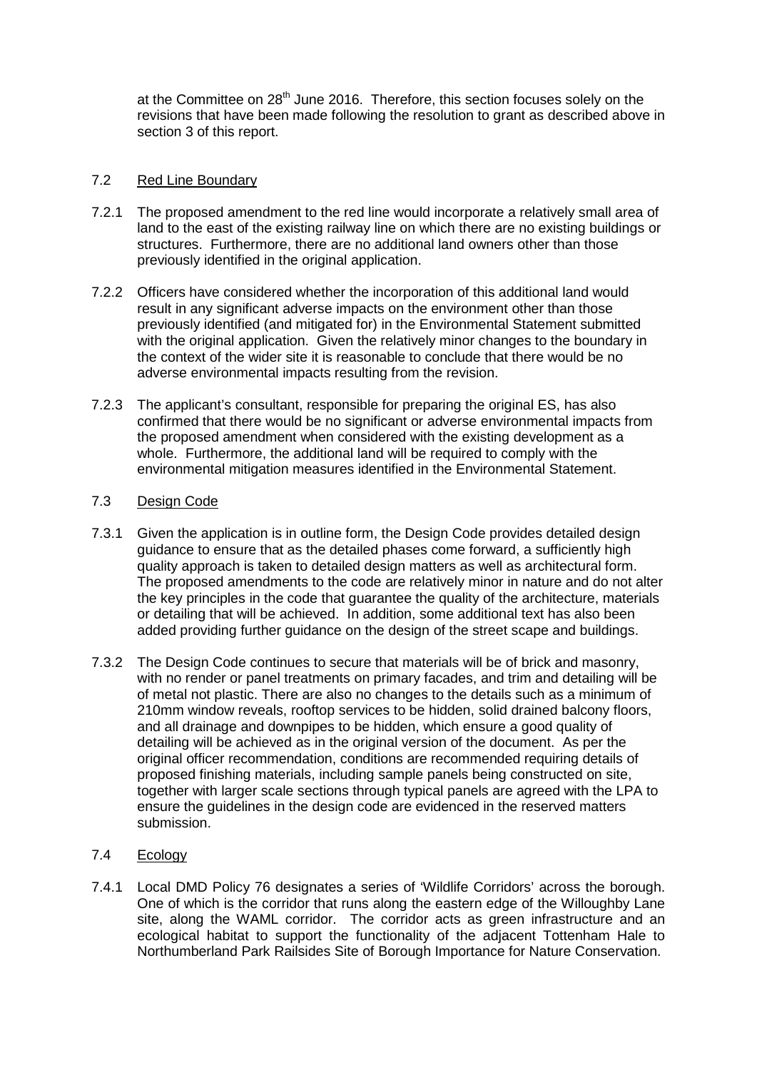at the Committee on 28th June 2016. Therefore, this section focuses solely on the revisions that have been made following the resolution to grant as described above in section 3 of this report.

### 7.2 Red Line Boundary

7.2.1 The proposed amendment to the red line would incorporate a relatively small area of land to the east of the existing railway line on which there are no existing buildings or structures. Furthermore, there are no additional land owners other than those previously identified in the original application.

7.2.2 Officers have considered whether the incorporation of this additional land would result in any significant adverse impacts on the environment other than those previously identified (and mitigated for) in the Environmental Statement submitted with the original application. Given the relatively minor changes to the boundary in the context of the wider site it is reasonable to conclude that there would be no adverse environmental impacts resulting from the revision.

7.2.3 The applicant's consultant, responsible for preparing the original ES, has also confirmed that there would be no significant or adverse environmental impacts from the proposed amendment when considered with the existing development as a whole. Furthermore, the additional land will be required to comply with the environmental mitigation measures identified in the Environmental Statement.

### 7.3 Design Code

7.3.1 Given the application is in outline form, the Design Code provides detailed design guidance to ensure that as the detailed phases come forward, a sufficiently high quality approach is taken to detailed design matters as well as architectural form. The proposed amendments to the code are relatively minor in nature and do not alter the key principles in the code that guarantee the quality of the architecture, materials or detailing that will be achieved. In addition, some additional text has also been added providing further guidance on the design of the street scape and buildings.

7.3.2 The Design Code continues to secure that materials will be of brick and masonry, with no render or panel treatments on primary facades, and trim and detailing will be of metal not plastic. There are also no changes to the details such as a minimum of 210mm window reveals, rooftop services to be hidden, solid drained balcony floors, and all drainage and downpipes to be hidden, which ensure a good quality of detailing will be achieved as in the original version of the document. As per the original officer recommendation, conditions are recommended requiring details of proposed finishing materials, including sample panels being constructed on site, together with larger scale sections through typical panels are agreed with the LPA to ensure the guidelines in the design code are evidenced in the reserved matters submission.

### 7.4 Ecology

7.4.1 Local DMD Policy 76 designates a series of 'Wildlife Corridors' across the borough. One of which is the corridor that runs along the eastern edge of the Willoughby Lane site, along the WAML corridor. The corridor acts as green infrastructure and an ecological habitat to support the functionality of the adjacent Tottenham Hale to Northumberland Park Railsides Site of Borough Importance for Nature Conservation.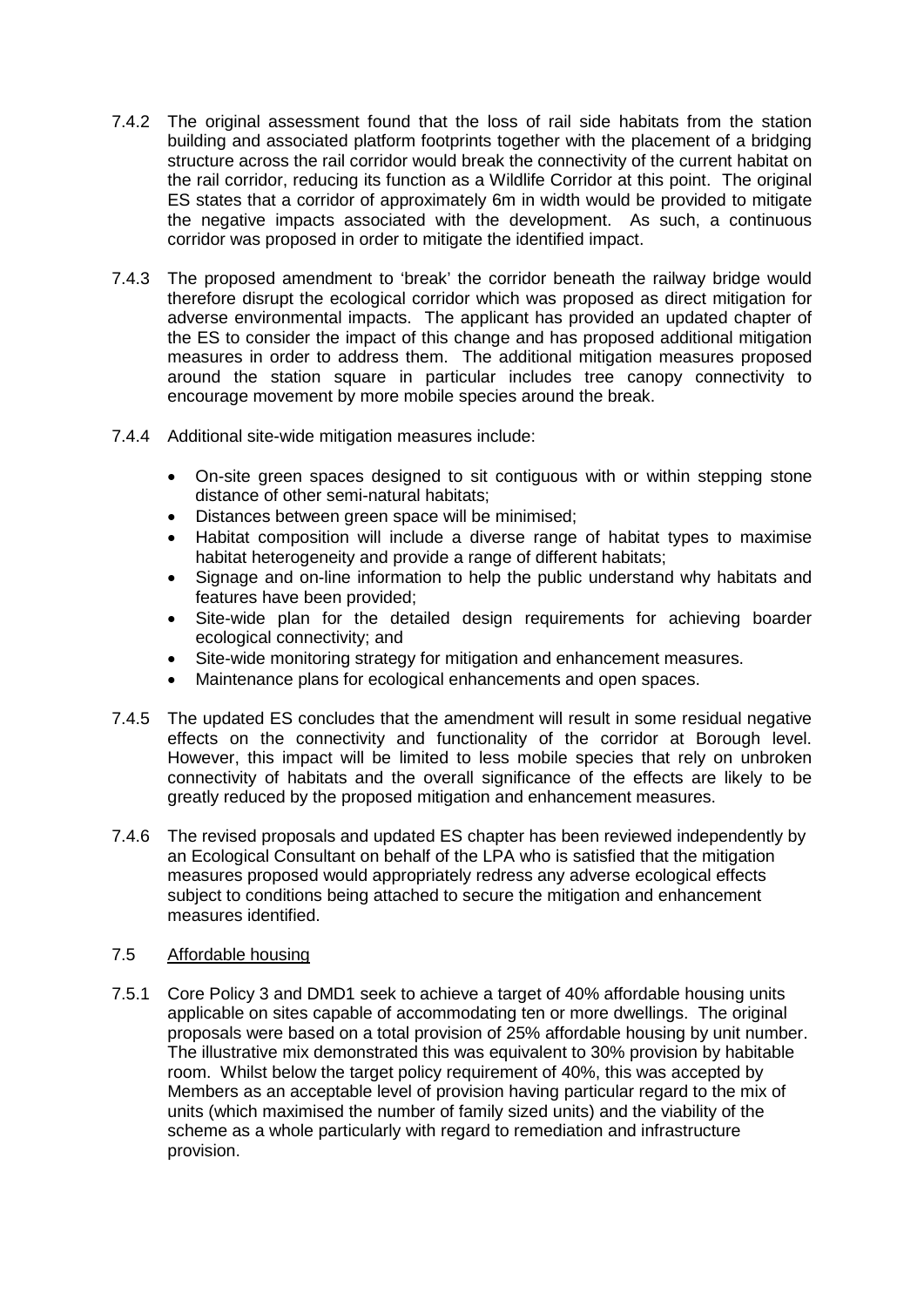7.4.2 The original assessment found that the loss of rail side habitats from the station building and associated platform footprints together with the placement of a bridging structure across the rail corridor would break the connectivity of the current habitat on the rail corridor, reducing its function as a Wildlife Corridor at this point. The original ES states that a corridor of approximately 6m in width would be provided to mitigate the negative impacts associated with the development. As such, a continuous corridor was proposed in order to mitigate the identified impact.

7.4.3 The proposed amendment to 'break' the corridor beneath the railway bridge would therefore disrupt the ecological corridor which was proposed as direct mitigation for adverse environmental impacts. The applicant has provided an updated chapter of the ES to consider the impact of this change and has proposed additional mitigation measures in order to address them. The additional mitigation measures proposed around the station square in particular includes tree canopy connectivity to encourage movement by more mobile species around the break.

7.4.4 Additional site-wide mitigation measures include:

- On-site green spaces designed to sit contiguous with or within stepping stone distance of other semi-natural habitats;
- Distances between green space will be minimised;
- Habitat composition will include a diverse range of habitat types to maximise habitat heterogeneity and provide a range of different habitats;
- Signage and on-line information to help the public understand why habitats and features have been provided;
- Site-wide plan for the detailed design requirements for achieving boarder ecological connectivity; and
- Site-wide monitoring strategy for mitigation and enhancement measures.
- Maintenance plans for ecological enhancements and open spaces.

7.4.5 The updated ES concludes that the amendment will result in some residual negative effects on the connectivity and functionality of the corridor at Borough level. However, this impact will be limited to less mobile species that rely on unbroken connectivity of habitats and the overall significance of the effects are likely to be greatly reduced by the proposed mitigation and enhancement measures.

7.4.6 The revised proposals and updated ES chapter has been reviewed independently by an Ecological Consultant on behalf of the LPA who is satisfied that the mitigation measures proposed would appropriately redress any adverse ecological effects subject to conditions being attached to secure the mitigation and enhancement measures identified.

7.5 Affordable housing

7.5.1 Core Policy 3 and DMD1 seek to achieve a target of 40% affordable housing units applicable on sites capable of accommodating ten or more dwellings. The original proposals were based on a total provision of 25% affordable housing by unit number. The illustrative mix demonstrated this was equivalent to 30% provision by habitable room. Whilst below the target policy requirement of 40%, this was accepted by Members as an acceptable level of provision having particular regard to the mix of units (which maximised the number of family sized units) and the viability of the scheme as a whole particularly with regard to remediation and infrastructure provision.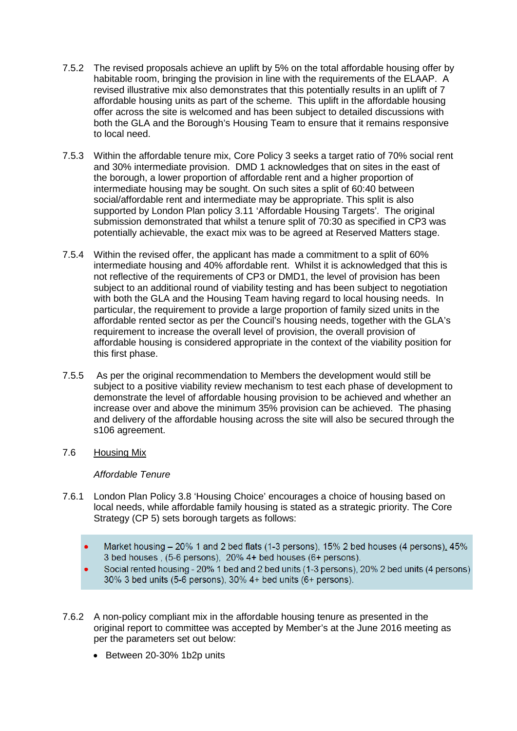7.5.2 The revised proposals achieve an uplift by 5% on the total affordable housing offer by habitable room, bringing the provision in line with the requirements of the ELAAP. A revised illustrative mix also demonstrates that this potentially results in an uplift of 7 affordable housing units as part of the scheme. This uplift in the affordable housing offer across the site is welcomed and has been subject to detailed discussions with both the GLA and the Borough's Housing Team to ensure that it remains responsive to local need.

7.5.3 Within the affordable tenure mix, Core Policy 3 seeks a target ratio of 70% social rent and 30% intermediate provision. DMD 1 acknowledges that on sites in the east of the borough, a lower proportion of affordable rent and a higher proportion of intermediate housing may be sought. On such sites a split of 60:40 between social/affordable rent and intermediate may be appropriate. This split is also supported by London Plan policy 3.11 'Affordable Housing Targets'. The original submission demonstrated that whilst a tenure split of 70:30 as specified in CP3 was potentially achievable, the exact mix was to be agreed at Reserved Matters stage.

7.5.4 Within the revised offer, the applicant has made a commitment to a split of 60% intermediate housing and 40% affordable rent. Whilst it is acknowledged that this is not reflective of the requirements of CP3 or DMD1, the level of provision has been subject to an additional round of viability testing and has been subject to negotiation with both the GLA and the Housing Team having regard to local housing needs. In particular, the requirement to provide a large proportion of family sized units in the affordable rented sector as per the Council's housing needs, together with the GLA's requirement to increase the overall level of provision, the overall provision of affordable housing is considered appropriate in the context of the viability position for this first phase.

7.5.5 As per the original recommendation to Members the development would still be subject to a positive viability review mechanism to test each phase of development to demonstrate the level of affordable housing provision to be achieved and whether an increase over and above the minimum 35% provision can be achieved. The phasing and delivery of the affordable housing across the site will also be secured through the s106 agreement.

7.6 Housing Mix

*Affordable Tenure*

7.6.1 London Plan Policy 3.8 'Housing Choice' encourages a choice of housing based on local needs, while affordable family housing is stated as a strategic priority. The Core Strategy (CP 5) sets borough targets as follows:

- Market housing – 20% 1 and 2 bed flats (1-3 persons), 15% 2 bed houses (4 persons), 45% 3 bed houses , (5-6 persons), 20% 4+ bed houses (6+ persons).
- Social rented housing - 20% 1 bed and 2 bed units (1-3 persons), 20% 2 bed units (4 persons) 30% 3 bed units (5-6 persons), 30% 4+ bed units (6+ persons).

7.6.2 A non-policy compliant mix in the affordable housing tenure as presented in the original report to committee was accepted by Member's at the June 2016 meeting as per the parameters set out below:

- Between 20-30% 1b2p units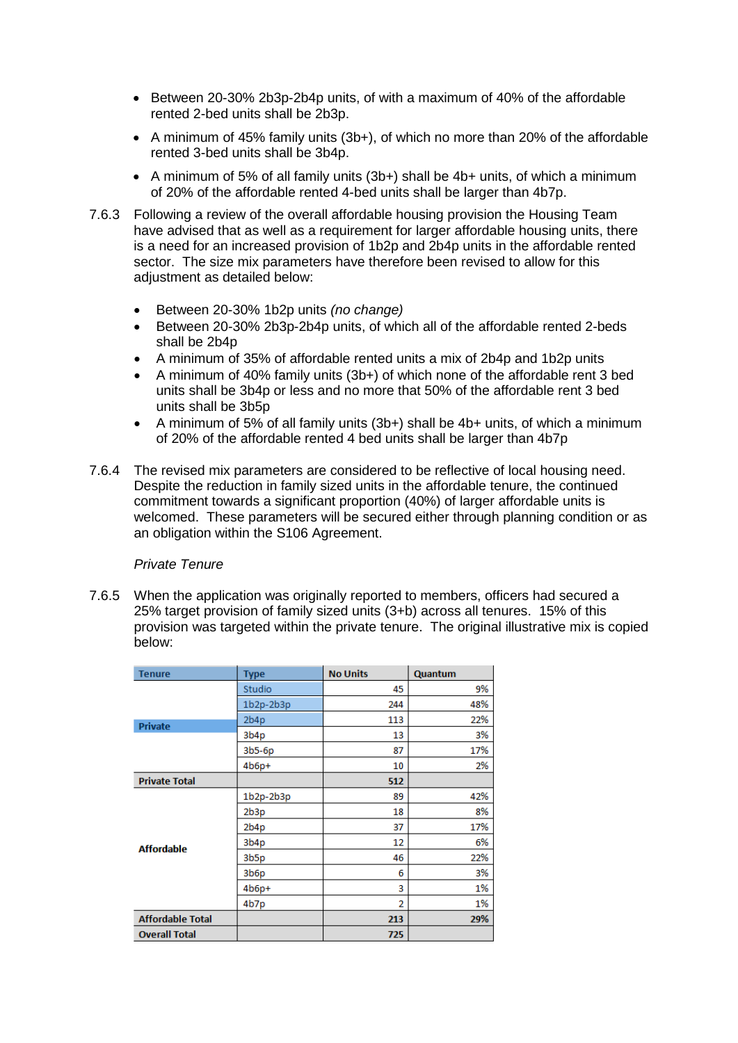- Between 20-30% 2b3p-2b4p units, of with a maximum of 40% of the affordable rented 2-bed units shall be 2b3p.
- A minimum of 45% family units (3b+), of which no more than 20% of the affordable rented 3-bed units shall be 3b4p.
- A minimum of 5% of all family units (3b+) shall be 4b+ units, of which a minimum of 20% of the affordable rented 4-bed units shall be larger than 4b7p.

7.6.3 Following a review of the overall affordable housing provision the Housing Team have advised that as well as a requirement for larger affordable housing units, there is a need for an increased provision of 1b2p and 2b4p units in the affordable rented sector. The size mix parameters have therefore been revised to allow for this adjustment as detailed below:

- Between 20-30% 1b2p units *(no change)*
- Between 20-30% 2b3p-2b4p units, of which all of the affordable rented 2-beds shall be 2b4p
- A minimum of 35% of affordable rented units a mix of 2b4p and 1b2p units
- A minimum of 40% family units (3b+) of which none of the affordable rent 3 bed units shall be 3b4p or less and no more that 50% of the affordable rent 3 bed units shall be 3b5p
- A minimum of 5% of all family units (3b+) shall be 4b+ units, of which a minimum of 20% of the affordable rented 4 bed units shall be larger than 4b7p

7.6.4 The revised mix parameters are considered to be reflective of local housing need. Despite the reduction in family sized units in the affordable tenure, the continued commitment towards a significant proportion (40%) of larger affordable units is welcomed. These parameters will be secured either through planning condition or as an obligation within the S106 Agreement.

*Private Tenure*

7.6.5 When the application was originally reported to members, officers had secured a 25% target provision of family sized units (3+b) across all tenures. 15% of this provision was targeted within the private tenure. The original illustrative mix is copied below:

| Tenure | Type | No Units | Quantum |
|---|---|---|---|
| Private | Studio | 45 | 9% |
| | 1b2p-2b3p | 244 | 48% |
| | 2b4p | 113 | 22% |
| | 3b4p | 13 | 3% |
| | 3b5-6p | 87 | 17% |
| | 4b6p+ | 10 | 2% |
| **Private Total** | | **512** | |
| Affordable | 1b2p-2b3p | 89 | 42% |
| | 2b3p | 18 | 8% |
| | 2b4p | 37 | 17% |
| | 3b4p | 12 | 6% |
| | 3b5p | 46 | 22% |
| | 3b6p | 6 | 3% |
| | 4b6p+ | 3 | 1% |
| | 4b7p | 2 | 1% |
| **Affordable Total** | | **213** | **29%** |
| **Overall Total** | | **725** | |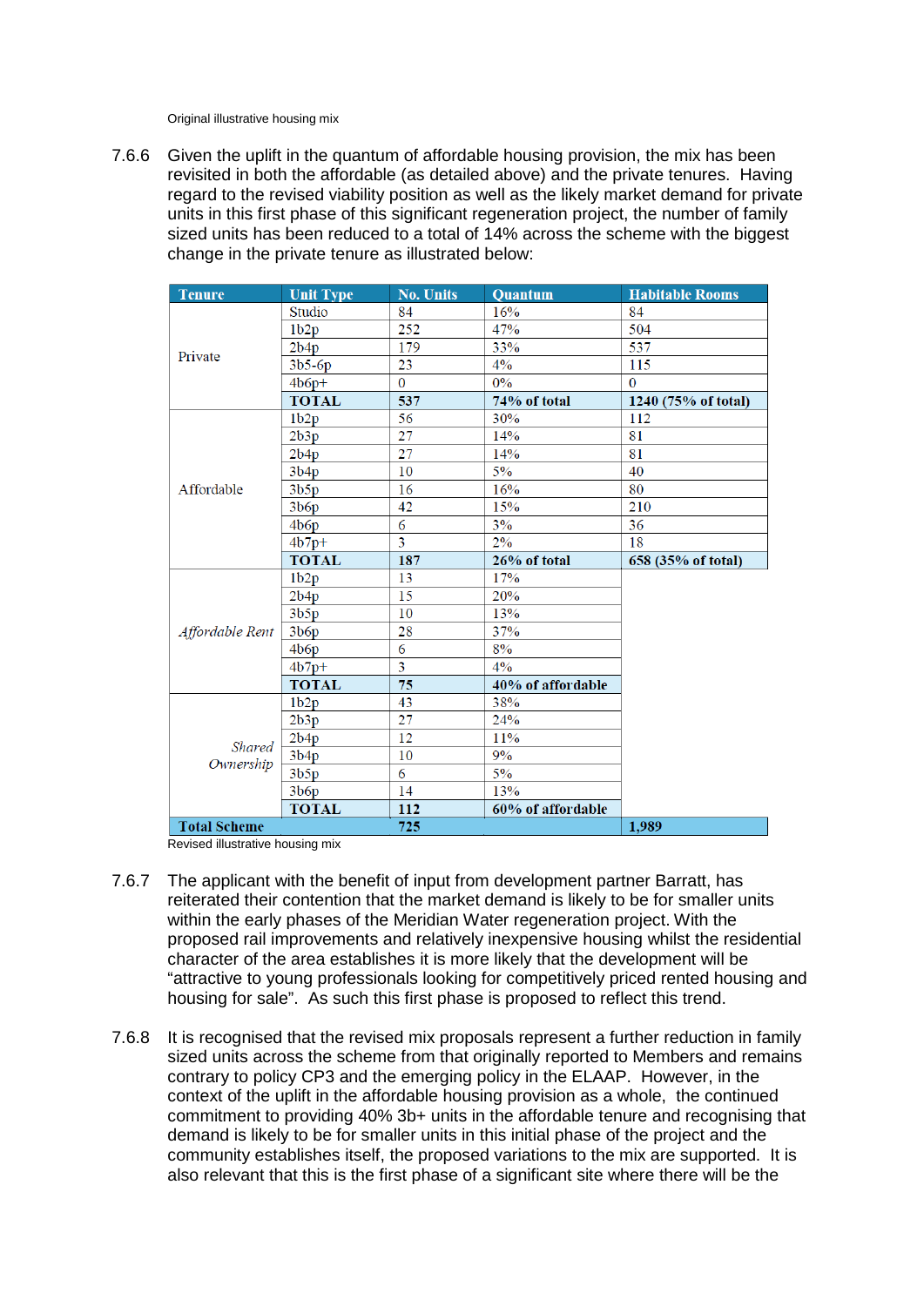Original illustrative housing mix

7.6.6 Given the uplift in the quantum of affordable housing provision, the mix has been revisited in both the affordable (as detailed above) and the private tenures. Having regard to the revised viability position as well as the likely market demand for private units in this first phase of this significant regeneration project, the number of family sized units has been reduced to a total of 14% across the scheme with the biggest change in the private tenure as illustrated below:

| Tenure | Unit Type | No. Units | Quantum | Habitable Rooms |
|---|---|---|---|---|
| Private | Studio | 84 | 16% | 84 |
| | 1b2p | 252 | 47% | 504 |
| | 2b4p | 179 | 33% | 537 |
| | 3b5-6p | 23 | 4% | 115 |
| | 4b6p+ | 0 | 0% | 0 |
| | **TOTAL** | **537** | **74% of total** | **1240 (75% of total)** |
| Affordable | 1b2p | 56 | 30% | 112 |
| | 2b3p | 27 | 14% | 81 |
| | 2b4p | 27 | 14% | 81 |
| | 3b4p | 10 | 5% | 40 |
| | 3b5p | 16 | 16% | 80 |
| | 3b6p | 42 | 15% | 210 |
| | 4b6p | 6 | 3% | 36 |
| | 4b7p+ | 3 | 2% | 18 |
| | **TOTAL** | **187** | **26% of total** | **658 (35% of total)** |
| *Affordable Rent* | 1b2p | 13 | 17% | |
| | 2b4p | 15 | 20% | |
| | 3b5p | 10 | 13% | |
| | 3b6p | 28 | 37% | |
| | 4b6p | 6 | 8% | |
| | 4b7p+ | 3 | 4% | |
| | **TOTAL** | **75** | **40% of affordable** | |
| *Shared Ownership* | 1b2p | 43 | 38% | |
| | 2b3p | 27 | 24% | |
| | 2b4p | 12 | 11% | |
| | 3b4p | 10 | 9% | |
| | 3b5p | 6 | 5% | |
| | 3b6p | 14 | 13% | |
| | **TOTAL** | **112** | **60% of affordable** | |
| **Total Scheme** | | **725** | | **1,989** |

Revised illustrative housing mix

7.6.7 The applicant with the benefit of input from development partner Barratt, has reiterated their contention that the market demand is likely to be for smaller units within the early phases of the Meridian Water regeneration project. With the proposed rail improvements and relatively inexpensive housing whilst the residential character of the area establishes it is more likely that the development will be "attractive to young professionals looking for competitively priced rented housing and housing for sale". As such this first phase is proposed to reflect this trend.

7.6.8 It is recognised that the revised mix proposals represent a further reduction in family sized units across the scheme from that originally reported to Members and remains contrary to policy CP3 and the emerging policy in the ELAAP. However, in the context of the uplift in the affordable housing provision as a whole, the continued commitment to providing 40% 3b+ units in the affordable tenure and recognising that demand is likely to be for smaller units in this initial phase of the project and the community establishes itself, the proposed variations to the mix are supported. It is also relevant that this is the first phase of a significant site where there will be the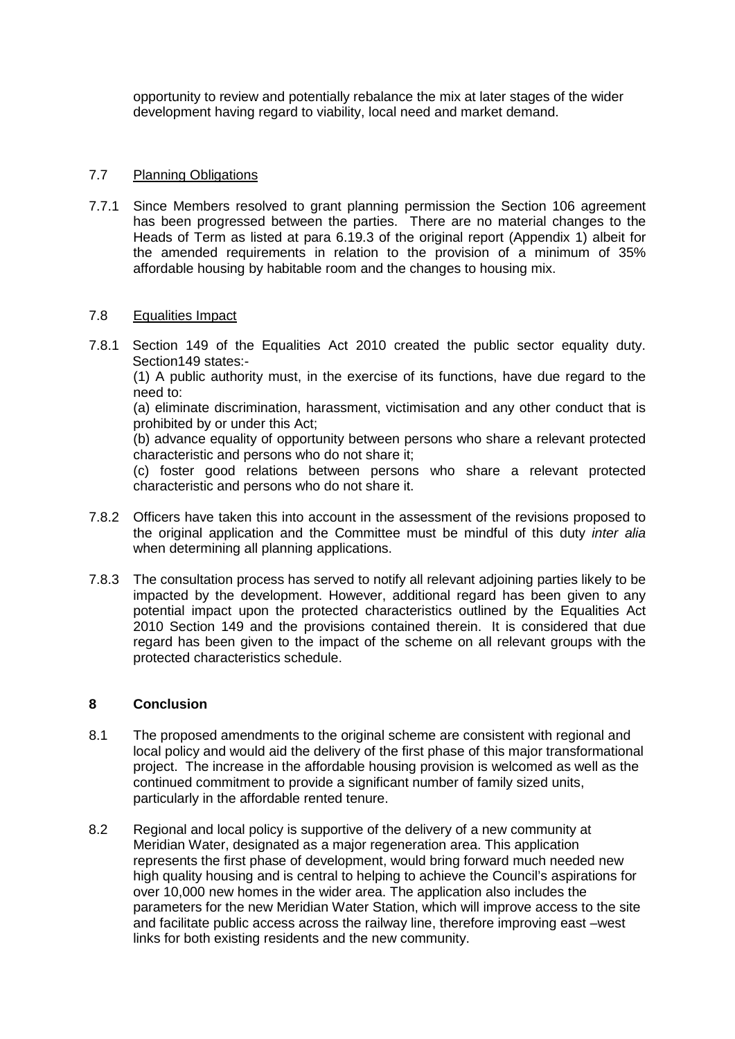opportunity to review and potentially rebalance the mix at later stages of the wider development having regard to viability, local need and market demand.

### 7.7 Planning Obligations

7.7.1 Since Members resolved to grant planning permission the Section 106 agreement has been progressed between the parties. There are no material changes to the Heads of Term as listed at para 6.19.3 of the original report (Appendix 1) albeit for the amended requirements in relation to the provision of a minimum of 35% affordable housing by habitable room and the changes to housing mix.

### 7.8 Equalities Impact

7.8.1 Section 149 of the Equalities Act 2010 created the public sector equality duty. Section149 states:-

(1) A public authority must, in the exercise of its functions, have due regard to the need to:

(a) eliminate discrimination, harassment, victimisation and any other conduct that is prohibited by or under this Act;

(b) advance equality of opportunity between persons who share a relevant protected characteristic and persons who do not share it;

(c) foster good relations between persons who share a relevant protected characteristic and persons who do not share it.

7.8.2 Officers have taken this into account in the assessment of the revisions proposed to the original application and the Committee must be mindful of this duty *inter alia* when determining all planning applications.

7.8.3 The consultation process has served to notify all relevant adjoining parties likely to be impacted by the development. However, additional regard has been given to any potential impact upon the protected characteristics outlined by the Equalities Act 2010 Section 149 and the provisions contained therein. It is considered that due regard has been given to the impact of the scheme on all relevant groups with the protected characteristics schedule.

## 8 Conclusion

8.1 The proposed amendments to the original scheme are consistent with regional and local policy and would aid the delivery of the first phase of this major transformational project. The increase in the affordable housing provision is welcomed as well as the continued commitment to provide a significant number of family sized units, particularly in the affordable rented tenure.

8.2 Regional and local policy is supportive of the delivery of a new community at Meridian Water, designated as a major regeneration area. This application represents the first phase of development, would bring forward much needed new high quality housing and is central to helping to achieve the Council's aspirations for over 10,000 new homes in the wider area. The application also includes the parameters for the new Meridian Water Station, which will improve access to the site and facilitate public access across the railway line, therefore improving east –west links for both existing residents and the new community.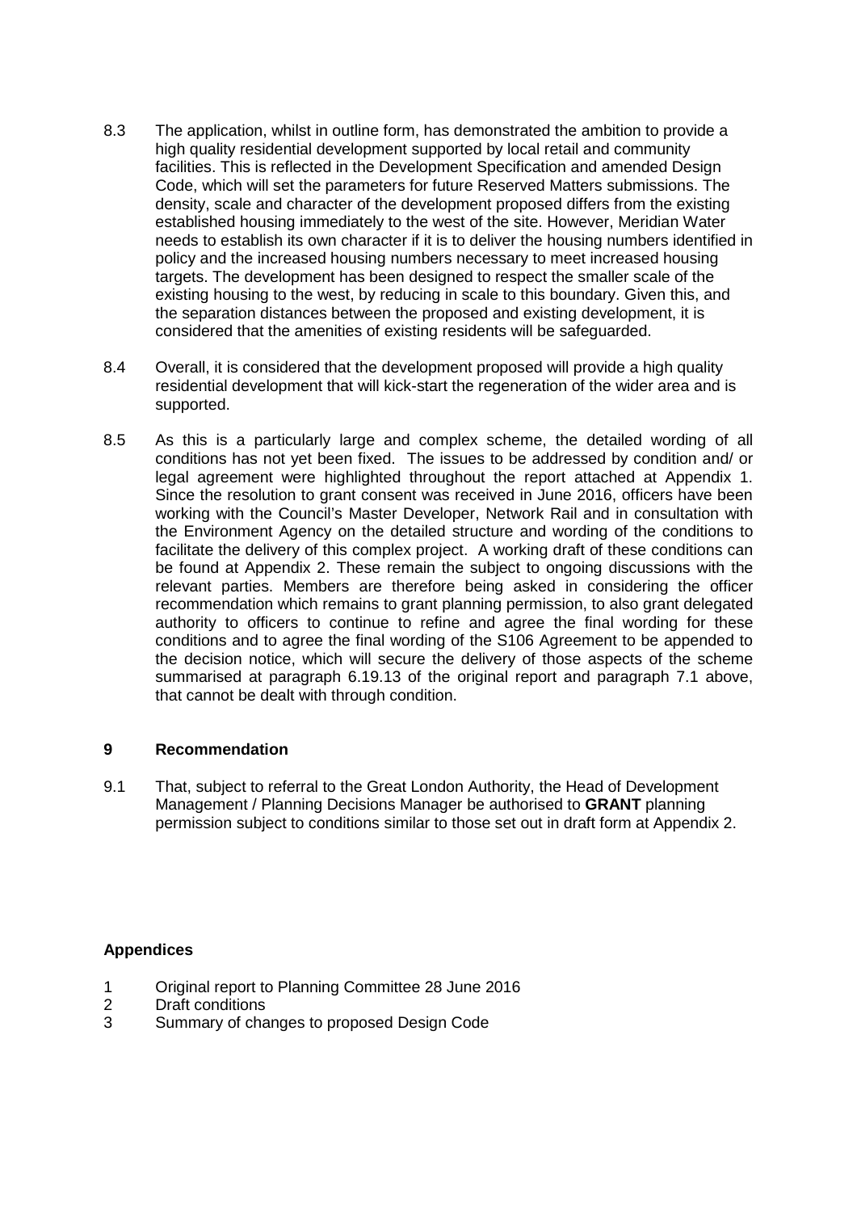8.3 The application, whilst in outline form, has demonstrated the ambition to provide a high quality residential development supported by local retail and community facilities. This is reflected in the Development Specification and amended Design Code, which will set the parameters for future Reserved Matters submissions. The density, scale and character of the development proposed differs from the existing established housing immediately to the west of the site. However, Meridian Water needs to establish its own character if it is to deliver the housing numbers identified in policy and the increased housing numbers necessary to meet increased housing targets. The development has been designed to respect the smaller scale of the existing housing to the west, by reducing in scale to this boundary. Given this, and the separation distances between the proposed and existing development, it is considered that the amenities of existing residents will be safeguarded.

8.4 Overall, it is considered that the development proposed will provide a high quality residential development that will kick-start the regeneration of the wider area and is supported.

8.5 As this is a particularly large and complex scheme, the detailed wording of all conditions has not yet been fixed. The issues to be addressed by condition and/ or legal agreement were highlighted throughout the report attached at Appendix 1. Since the resolution to grant consent was received in June 2016, officers have been working with the Council's Master Developer, Network Rail and in consultation with the Environment Agency on the detailed structure and wording of the conditions to facilitate the delivery of this complex project. A working draft of these conditions can be found at Appendix 2. These remain the subject to ongoing discussions with the relevant parties. Members are therefore being asked in considering the officer recommendation which remains to grant planning permission, to also grant delegated authority to officers to continue to refine and agree the final wording for these conditions and to agree the final wording of the S106 Agreement to be appended to the decision notice, which will secure the delivery of those aspects of the scheme summarised at paragraph 6.19.13 of the original report and paragraph 7.1 above, that cannot be dealt with through condition.

## 9 Recommendation

9.1 That, subject to referral to the Great London Authority, the Head of Development Management / Planning Decisions Manager be authorised to **GRANT** planning permission subject to conditions similar to those set out in draft form at Appendix 2.

### Appendices

1 Original report to Planning Committee 28 June 2016
2 Draft conditions
3 Summary of changes to proposed Design Code